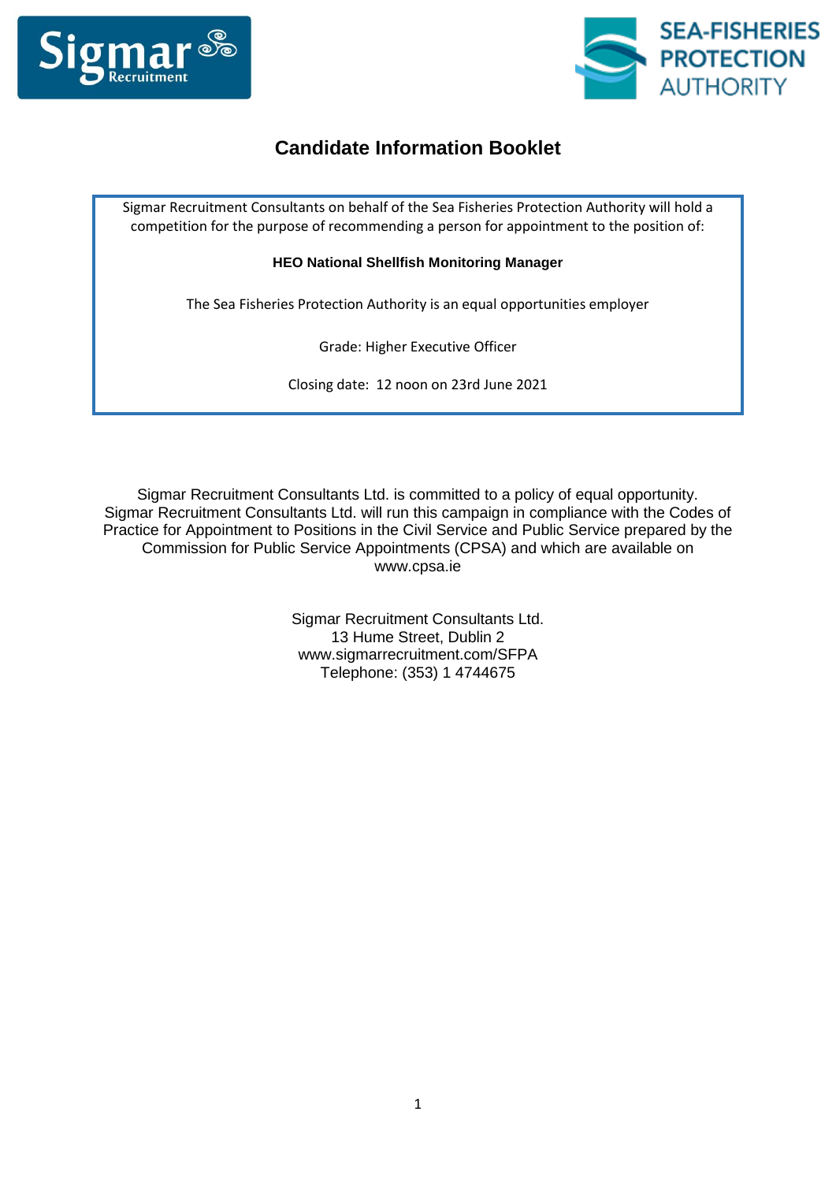# Candidate Information Booklet

Sigmar Recruitment Consultants on behalf of the Sea Fisheries Protection Authority will hold a competition for the purpose of recommending a person for appointment to the position of:

**HEO National Shellfish Monitoring Manager**

The Sea Fisheries Protection Authority is an equal opportunities employer

Grade: Higher Executive Officer

Closing date: 12 noon on 23rd June 2021

Sigmar Recruitment Consultants Ltd. is committed to a policy of equal opportunity. Sigmar Recruitment Consultants Ltd. will run this campaign in compliance with the Codes of Practice for Appointment to Positions in the Civil Service and Public Service prepared by the Commission for Public Service Appointments (CPSA) and which are available on www.cpsa.ie

Sigmar Recruitment Consultants Ltd.
13 Hume Street, Dublin 2
www.sigmarrecruitment.com/SFPA
Telephone: (353) 1 4744675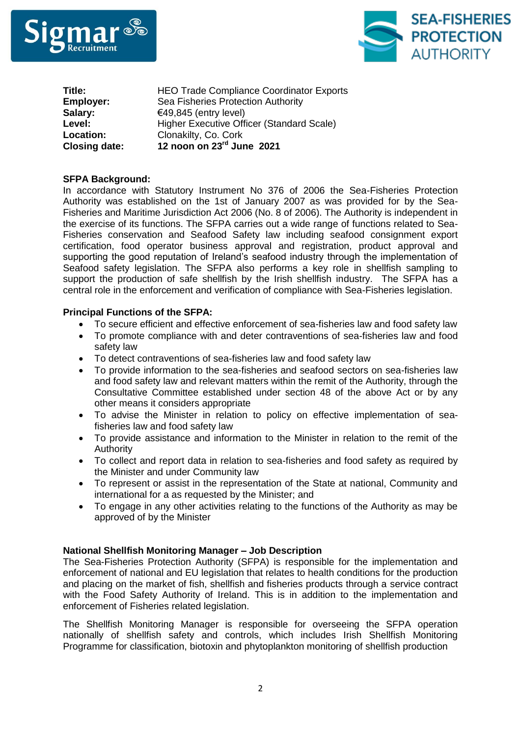| | |
|---|---|
| **Title:** | HEO Trade Compliance Coordinator Exports |
| **Employer:** | Sea Fisheries Protection Authority |
| **Salary:** | €49,845 (entry level) |
| **Level:** | Higher Executive Officer (Standard Scale) |
| **Location:** | Clonakilty, Co. Cork |
| **Closing date:** | **12 noon on 23rd June 2021** |

**SFPA Background:**

In accordance with Statutory Instrument No 376 of 2006 the Sea-Fisheries Protection Authority was established on the 1st of January 2007 as was provided for by the Sea-Fisheries and Maritime Jurisdiction Act 2006 (No. 8 of 2006). The Authority is independent in the exercise of its functions. The SFPA carries out a wide range of functions related to Sea-Fisheries conservation and Seafood Safety law including seafood consignment export certification, food operator business approval and registration, product approval and supporting the good reputation of Ireland's seafood industry through the implementation of Seafood safety legislation. The SFPA also performs a key role in shellfish sampling to support the production of safe shellfish by the Irish shellfish industry. The SFPA has a central role in the enforcement and verification of compliance with Sea-Fisheries legislation.

**Principal Functions of the SFPA:**

- To secure efficient and effective enforcement of sea-fisheries law and food safety law
- To promote compliance with and deter contraventions of sea-fisheries law and food safety law
- To detect contraventions of sea-fisheries law and food safety law
- To provide information to the sea-fisheries and seafood sectors on sea-fisheries law and food safety law and relevant matters within the remit of the Authority, through the Consultative Committee established under section 48 of the above Act or by any other means it considers appropriate
- To advise the Minister in relation to policy on effective implementation of sea-fisheries law and food safety law
- To provide assistance and information to the Minister in relation to the remit of the Authority
- To collect and report data in relation to sea-fisheries and food safety as required by the Minister and under Community law
- To represent or assist in the representation of the State at national, Community and international for a as requested by the Minister; and
- To engage in any other activities relating to the functions of the Authority as may be approved of by the Minister

**National Shellfish Monitoring Manager – Job Description**

The Sea-Fisheries Protection Authority (SFPA) is responsible for the implementation and enforcement of national and EU legislation that relates to health conditions for the production and placing on the market of fish, shellfish and fisheries products through a service contract with the Food Safety Authority of Ireland. This is in addition to the implementation and enforcement of Fisheries related legislation.

The Shellfish Monitoring Manager is responsible for overseeing the SFPA operation nationally of shellfish safety and controls, which includes Irish Shellfish Monitoring Programme for classification, biotoxin and phytoplankton monitoring of shellfish production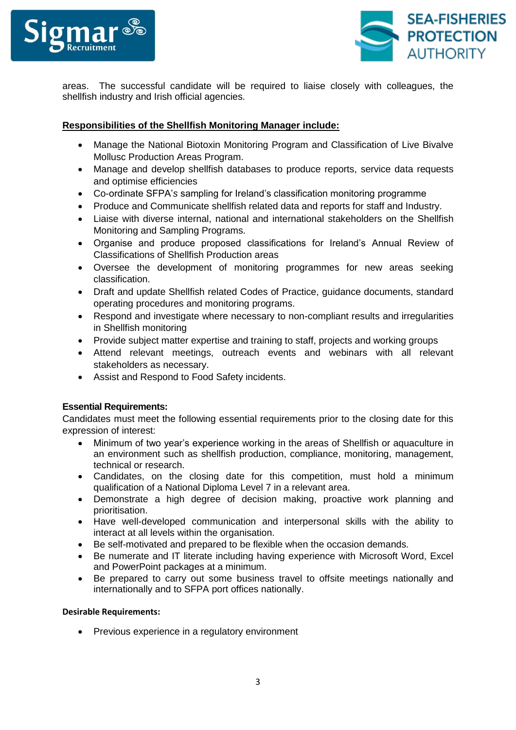areas. The successful candidate will be required to liaise closely with colleagues, the shellfish industry and Irish official agencies.

**Responsibilities of the Shellfish Monitoring Manager include:**

- Manage the National Biotoxin Monitoring Program and Classification of Live Bivalve Mollusc Production Areas Program.
- Manage and develop shellfish databases to produce reports, service data requests and optimise efficiencies
- Co-ordinate SFPA's sampling for Ireland's classification monitoring programme
- Produce and Communicate shellfish related data and reports for staff and Industry.
- Liaise with diverse internal, national and international stakeholders on the Shellfish Monitoring and Sampling Programs.
- Organise and produce proposed classifications for Ireland's Annual Review of Classifications of Shellfish Production areas
- Oversee the development of monitoring programmes for new areas seeking classification.
- Draft and update Shellfish related Codes of Practice, guidance documents, standard operating procedures and monitoring programs.
- Respond and investigate where necessary to non-compliant results and irregularities in Shellfish monitoring
- Provide subject matter expertise and training to staff, projects and working groups
- Attend relevant meetings, outreach events and webinars with all relevant stakeholders as necessary.
- Assist and Respond to Food Safety incidents.

**Essential Requirements:**

Candidates must meet the following essential requirements prior to the closing date for this expression of interest:

- Minimum of two year's experience working in the areas of Shellfish or aquaculture in an environment such as shellfish production, compliance, monitoring, management, technical or research.
- Candidates, on the closing date for this competition, must hold a minimum qualification of a National Diploma Level 7 in a relevant area.
- Demonstrate a high degree of decision making, proactive work planning and prioritisation.
- Have well-developed communication and interpersonal skills with the ability to interact at all levels within the organisation.
- Be self-motivated and prepared to be flexible when the occasion demands.
- Be numerate and IT literate including having experience with Microsoft Word, Excel and PowerPoint packages at a minimum.
- Be prepared to carry out some business travel to offsite meetings nationally and internationally and to SFPA port offices nationally.

**Desirable Requirements:**

- Previous experience in a regulatory environment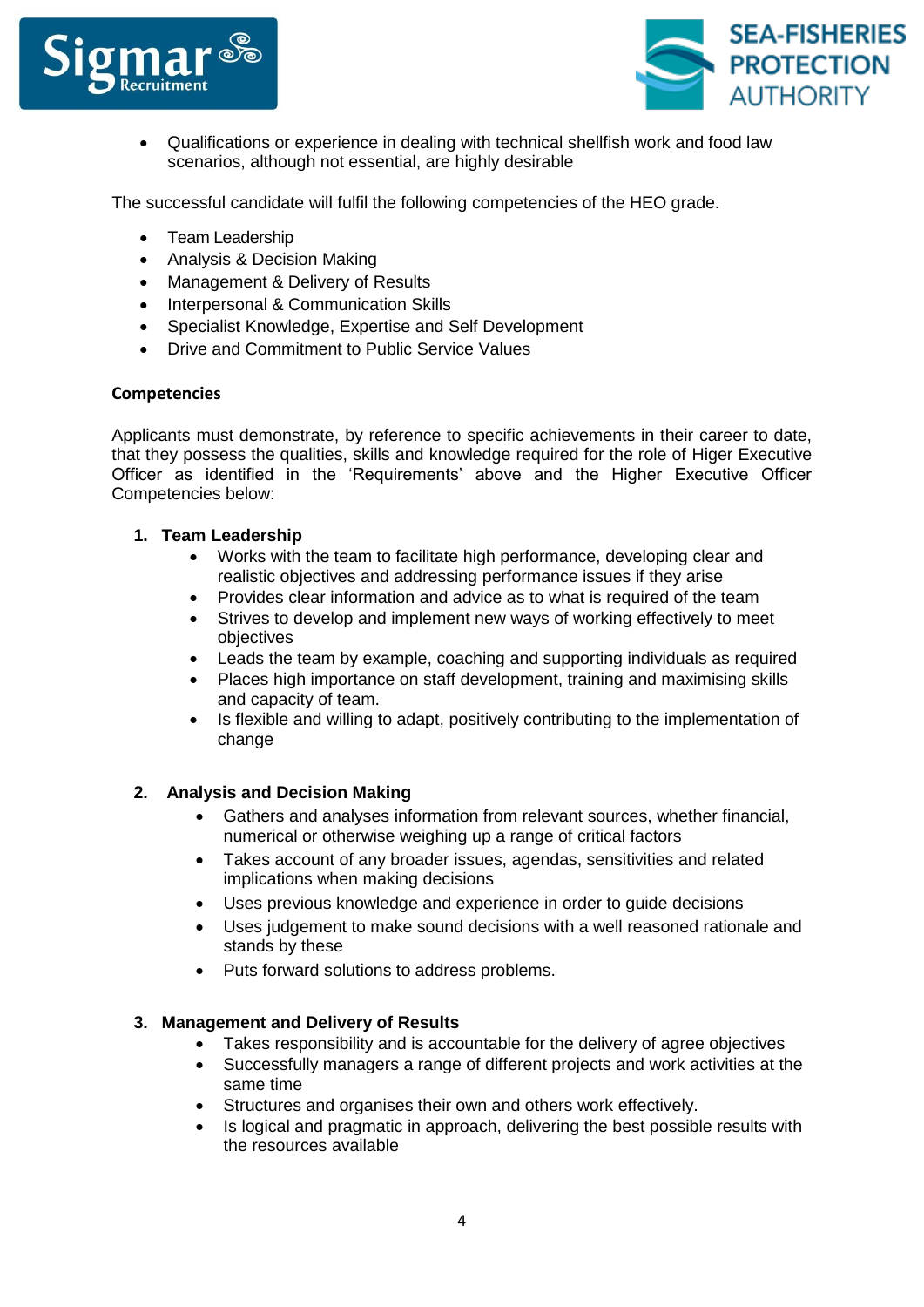- Qualifications or experience in dealing with technical shellfish work and food law scenarios, although not essential, are highly desirable

The successful candidate will fulfil the following competencies of the HEO grade.

- Team Leadership
- Analysis & Decision Making
- Management & Delivery of Results
- Interpersonal & Communication Skills
- Specialist Knowledge, Expertise and Self Development
- Drive and Commitment to Public Service Values

**Competencies**

Applicants must demonstrate, by reference to specific achievements in their career to date, that they possess the qualities, skills and knowledge required for the role of Higer Executive Officer as identified in the 'Requirements' above and the Higher Executive Officer Competencies below:

1. **Team Leadership**
   - Works with the team to facilitate high performance, developing clear and realistic objectives and addressing performance issues if they arise
   - Provides clear information and advice as to what is required of the team
   - Strives to develop and implement new ways of working effectively to meet objectives
   - Leads the team by example, coaching and supporting individuals as required
   - Places high importance on staff development, training and maximising skills and capacity of team.
   - Is flexible and willing to adapt, positively contributing to the implementation of change

2. **Analysis and Decision Making**
   - Gathers and analyses information from relevant sources, whether financial, numerical or otherwise weighing up a range of critical factors
   - Takes account of any broader issues, agendas, sensitivities and related implications when making decisions
   - Uses previous knowledge and experience in order to guide decisions
   - Uses judgement to make sound decisions with a well reasoned rationale and stands by these
   - Puts forward solutions to address problems.

3. **Management and Delivery of Results**
   - Takes responsibility and is accountable for the delivery of agree objectives
   - Successfully managers a range of different projects and work activities at the same time
   - Structures and organises their own and others work effectively.
   - Is logical and pragmatic in approach, delivering the best possible results with the resources available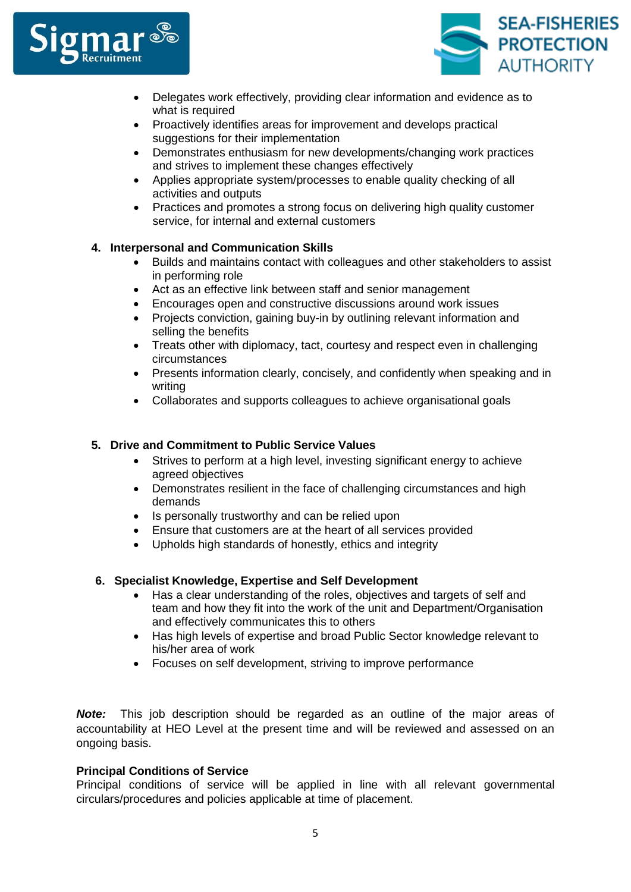- Delegates work effectively, providing clear information and evidence as to what is required
- Proactively identifies areas for improvement and develops practical suggestions for their implementation
- Demonstrates enthusiasm for new developments/changing work practices and strives to implement these changes effectively
- Applies appropriate system/processes to enable quality checking of all activities and outputs
- Practices and promotes a strong focus on delivering high quality customer service, for internal and external customers

**4. Interpersonal and Communication Skills**

- Builds and maintains contact with colleagues and other stakeholders to assist in performing role
- Act as an effective link between staff and senior management
- Encourages open and constructive discussions around work issues
- Projects conviction, gaining buy-in by outlining relevant information and selling the benefits
- Treats other with diplomacy, tact, courtesy and respect even in challenging circumstances
- Presents information clearly, concisely, and confidently when speaking and in writing
- Collaborates and supports colleagues to achieve organisational goals

**5. Drive and Commitment to Public Service Values**

- Strives to perform at a high level, investing significant energy to achieve agreed objectives
- Demonstrates resilient in the face of challenging circumstances and high demands
- Is personally trustworthy and can be relied upon
- Ensure that customers are at the heart of all services provided
- Upholds high standards of honesty, ethics and integrity

**6. Specialist Knowledge, Expertise and Self Development**

- Has a clear understanding of the roles, objectives and targets of self and team and how they fit into the work of the unit and Department/Organisation and effectively communicates this to others
- Has high levels of expertise and broad Public Sector knowledge relevant to his/her area of work
- Focuses on self development, striving to improve performance

***Note:*** This job description should be regarded as an outline of the major areas of accountability at HEO Level at the present time and will be reviewed and assessed on an ongoing basis.

**Principal Conditions of Service**

Principal conditions of service will be applied in line with all relevant governmental circulars/procedures and policies applicable at time of placement.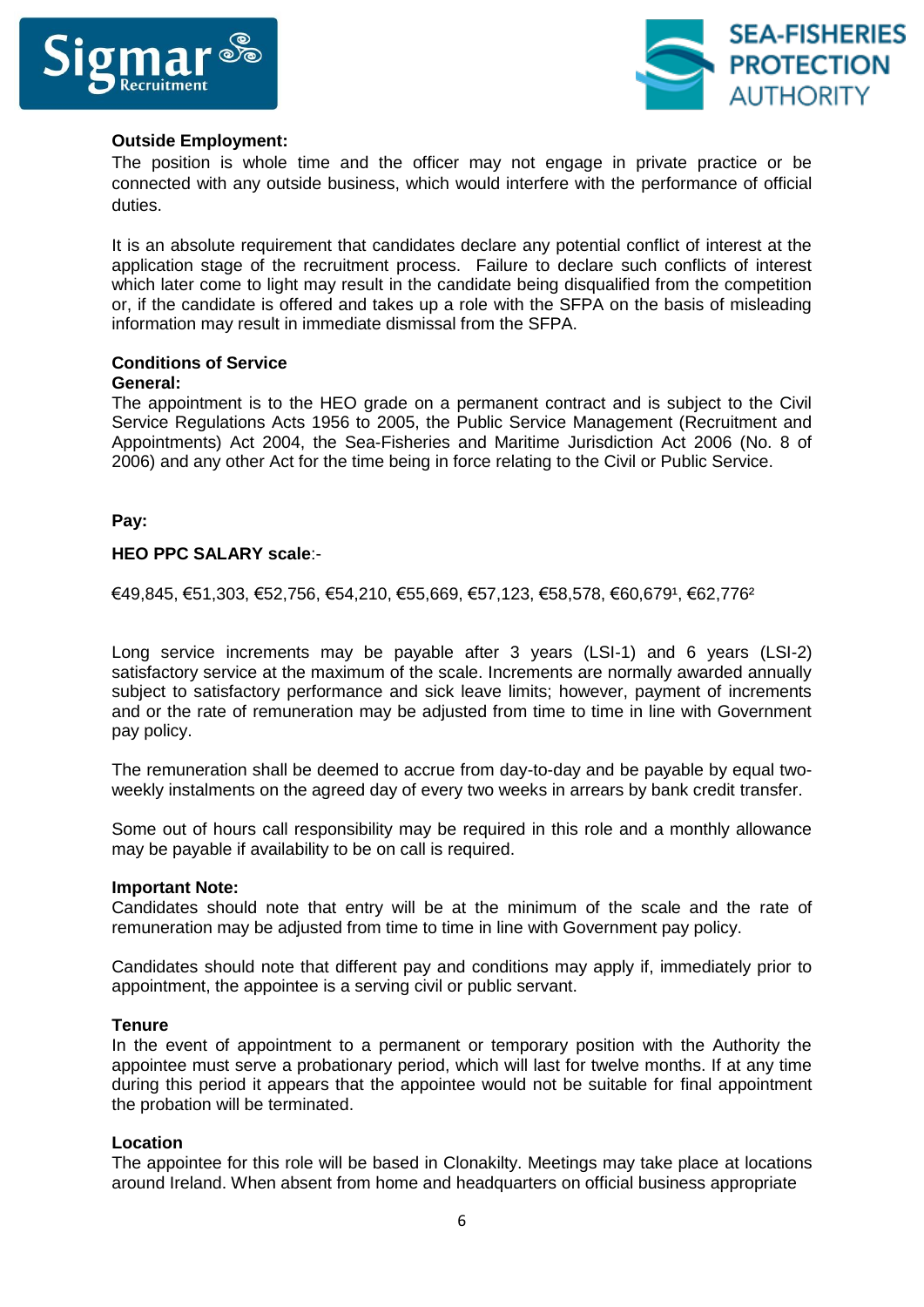**Outside Employment:**

The position is whole time and the officer may not engage in private practice or be connected with any outside business, which would interfere with the performance of official duties.

It is an absolute requirement that candidates declare any potential conflict of interest at the application stage of the recruitment process. Failure to declare such conflicts of interest which later come to light may result in the candidate being disqualified from the competition or, if the candidate is offered and takes up a role with the SFPA on the basis of misleading information may result in immediate dismissal from the SFPA.

**Conditions of Service**

**General:**

The appointment is to the HEO grade on a permanent contract and is subject to the Civil Service Regulations Acts 1956 to 2005, the Public Service Management (Recruitment and Appointments) Act 2004, the Sea-Fisheries and Maritime Jurisdiction Act 2006 (No. 8 of 2006) and any other Act for the time being in force relating to the Civil or Public Service.

**Pay:**

**HEO PPC SALARY scale**:-

€49,845, €51,303, €52,756, €54,210, €55,669, €57,123, €58,578, €60,679[1], €62,776[2]

Long service increments may be payable after 3 years (LSI-1) and 6 years (LSI-2) satisfactory service at the maximum of the scale. Increments are normally awarded annually subject to satisfactory performance and sick leave limits; however, payment of increments and or the rate of remuneration may be adjusted from time to time in line with Government pay policy.

The remuneration shall be deemed to accrue from day-to-day and be payable by equal two-weekly instalments on the agreed day of every two weeks in arrears by bank credit transfer.

Some out of hours call responsibility may be required in this role and a monthly allowance may be payable if availability to be on call is required.

**Important Note:**

Candidates should note that entry will be at the minimum of the scale and the rate of remuneration may be adjusted from time to time in line with Government pay policy.

Candidates should note that different pay and conditions may apply if, immediately prior to appointment, the appointee is a serving civil or public servant.

**Tenure**

In the event of appointment to a permanent or temporary position with the Authority the appointee must serve a probationary period, which will last for twelve months. If at any time during this period it appears that the appointee would not be suitable for final appointment the probation will be terminated.

**Location**

The appointee for this role will be based in Clonakilty. Meetings may take place at locations around Ireland. When absent from home and headquarters on official business appropriate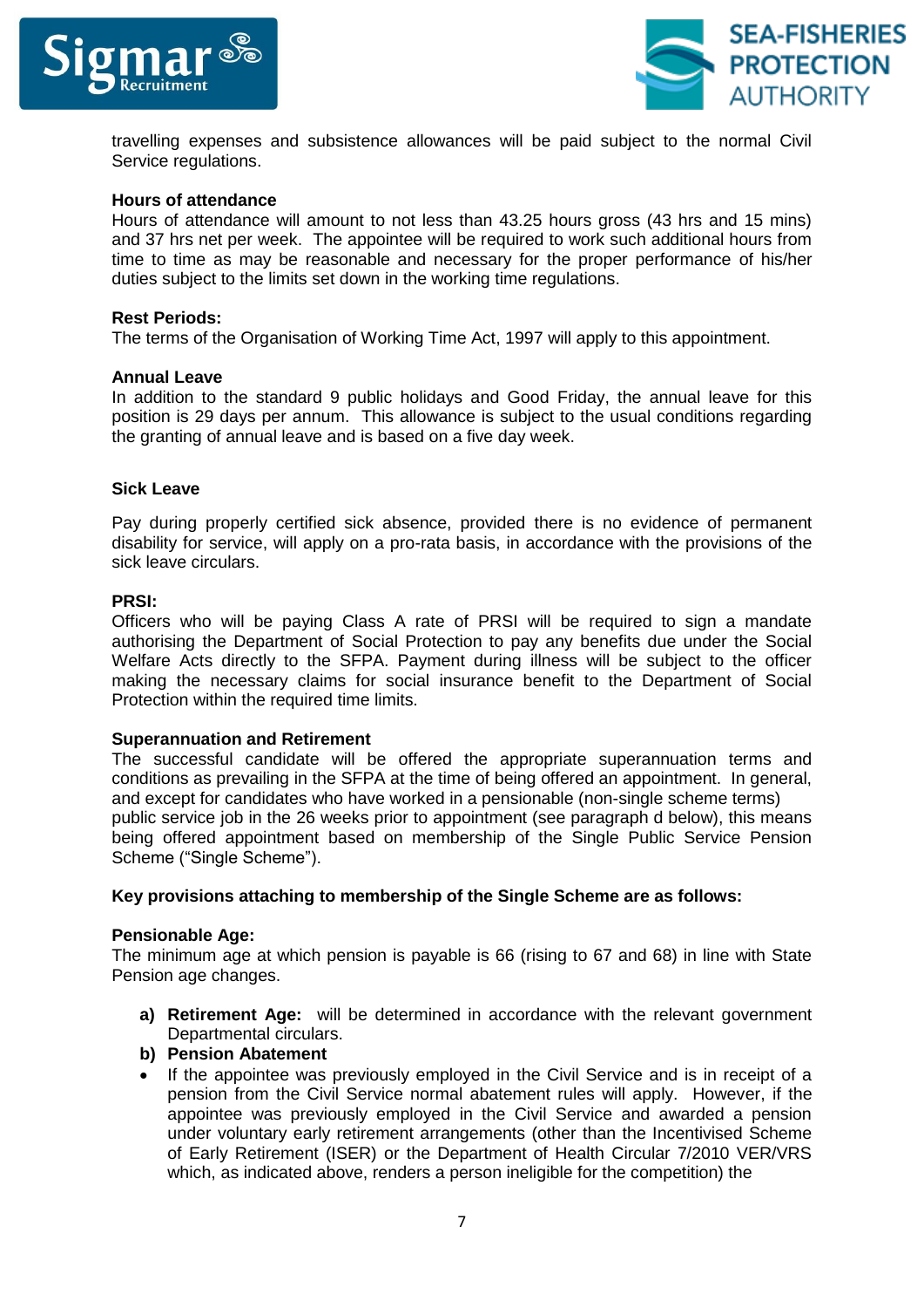travelling expenses and subsistence allowances will be paid subject to the normal Civil Service regulations.

**Hours of attendance**

Hours of attendance will amount to not less than 43.25 hours gross (43 hrs and 15 mins) and 37 hrs net per week. The appointee will be required to work such additional hours from time to time as may be reasonable and necessary for the proper performance of his/her duties subject to the limits set down in the working time regulations.

**Rest Periods:**

The terms of the Organisation of Working Time Act, 1997 will apply to this appointment.

**Annual Leave**

In addition to the standard 9 public holidays and Good Friday, the annual leave for this position is 29 days per annum. This allowance is subject to the usual conditions regarding the granting of annual leave and is based on a five day week.

**Sick Leave**

Pay during properly certified sick absence, provided there is no evidence of permanent disability for service, will apply on a pro-rata basis, in accordance with the provisions of the sick leave circulars.

**PRSI:**

Officers who will be paying Class A rate of PRSI will be required to sign a mandate authorising the Department of Social Protection to pay any benefits due under the Social Welfare Acts directly to the SFPA. Payment during illness will be subject to the officer making the necessary claims for social insurance benefit to the Department of Social Protection within the required time limits.

**Superannuation and Retirement**

The successful candidate will be offered the appropriate superannuation terms and conditions as prevailing in the SFPA at the time of being offered an appointment. In general, and except for candidates who have worked in a pensionable (non-single scheme terms) public service job in the 26 weeks prior to appointment (see paragraph d below), this means being offered appointment based on membership of the Single Public Service Pension Scheme ("Single Scheme").

**Key provisions attaching to membership of the Single Scheme are as follows:**

**Pensionable Age:**

The minimum age at which pension is payable is 66 (rising to 67 and 68) in line with State Pension age changes.

a) **Retirement Age:** will be determined in accordance with the relevant government Departmental circulars.
b) **Pension Abatement**

- If the appointee was previously employed in the Civil Service and is in receipt of a pension from the Civil Service normal abatement rules will apply. However, if the appointee was previously employed in the Civil Service and awarded a pension under voluntary early retirement arrangements (other than the Incentivised Scheme of Early Retirement (ISER) or the Department of Health Circular 7/2010 VER/VRS which, as indicated above, renders a person ineligible for the competition) the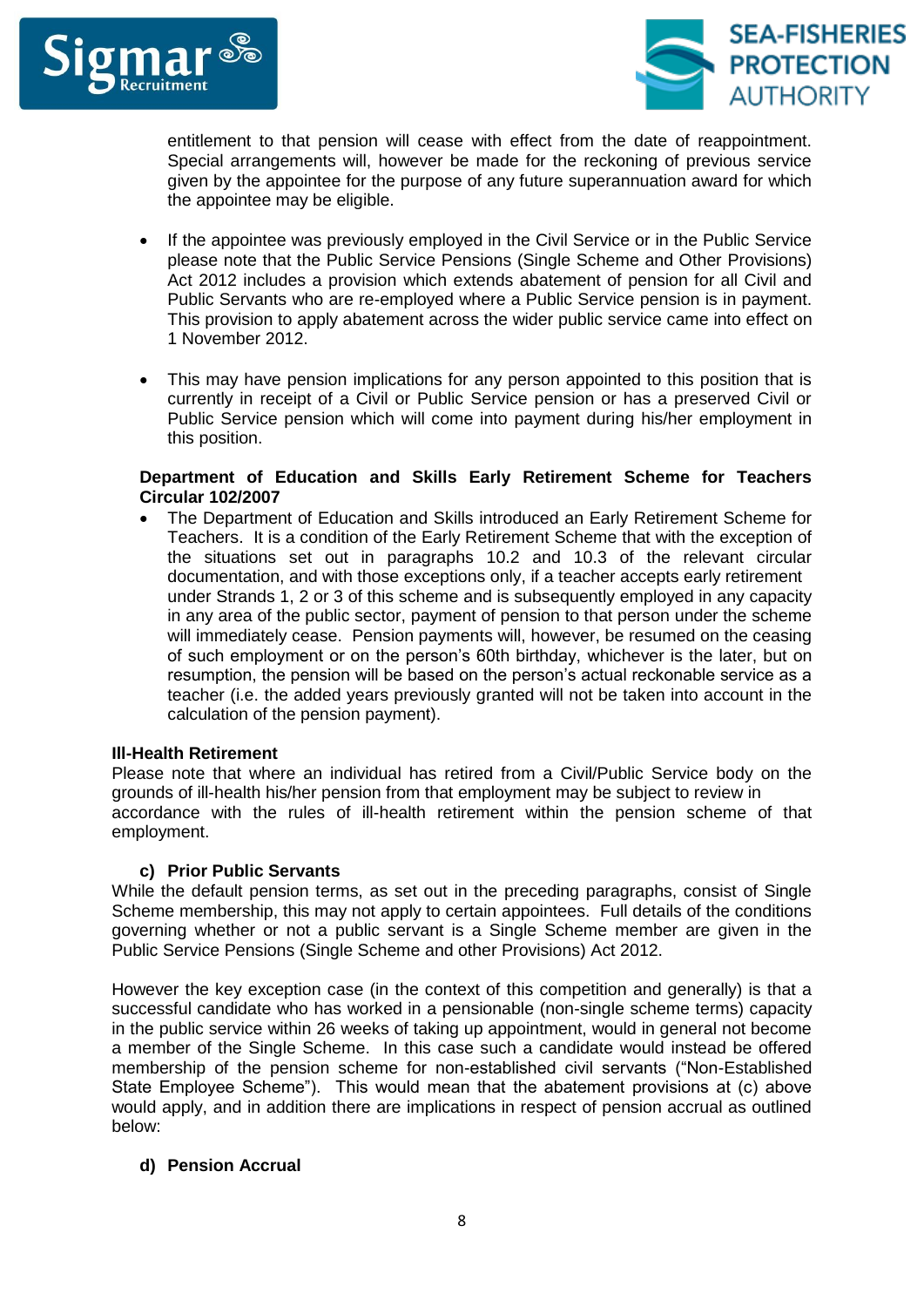entitlement to that pension will cease with effect from the date of reappointment. Special arrangements will, however be made for the reckoning of previous service given by the appointee for the purpose of any future superannuation award for which the appointee may be eligible.

- If the appointee was previously employed in the Civil Service or in the Public Service please note that the Public Service Pensions (Single Scheme and Other Provisions) Act 2012 includes a provision which extends abatement of pension for all Civil and Public Servants who are re-employed where a Public Service pension is in payment. This provision to apply abatement across the wider public service came into effect on 1 November 2012.

- This may have pension implications for any person appointed to this position that is currently in receipt of a Civil or Public Service pension or has a preserved Civil or Public Service pension which will come into payment during his/her employment in this position.

**Department of Education and Skills Early Retirement Scheme for Teachers Circular 102/2007**

- The Department of Education and Skills introduced an Early Retirement Scheme for Teachers. It is a condition of the Early Retirement Scheme that with the exception of the situations set out in paragraphs 10.2 and 10.3 of the relevant circular documentation, and with those exceptions only, if a teacher accepts early retirement under Strands 1, 2 or 3 of this scheme and is subsequently employed in any capacity in any area of the public sector, payment of pension to that person under the scheme will immediately cease. Pension payments will, however, be resumed on the ceasing of such employment or on the person's 60th birthday, whichever is the later, but on resumption, the pension will be based on the person's actual reckonable service as a teacher (i.e. the added years previously granted will not be taken into account in the calculation of the pension payment).

**Ill-Health Retirement**

Please note that where an individual has retired from a Civil/Public Service body on the grounds of ill-health his/her pension from that employment may be subject to review in accordance with the rules of ill-health retirement within the pension scheme of that employment.

**c) Prior Public Servants**

While the default pension terms, as set out in the preceding paragraphs, consist of Single Scheme membership, this may not apply to certain appointees. Full details of the conditions governing whether or not a public servant is a Single Scheme member are given in the Public Service Pensions (Single Scheme and other Provisions) Act 2012.

However the key exception case (in the context of this competition and generally) is that a successful candidate who has worked in a pensionable (non-single scheme terms) capacity in the public service within 26 weeks of taking up appointment, would in general not become a member of the Single Scheme. In this case such a candidate would instead be offered membership of the pension scheme for non-established civil servants ("Non-Established State Employee Scheme"). This would mean that the abatement provisions at (c) above would apply, and in addition there are implications in respect of pension accrual as outlined below:

**d) Pension Accrual**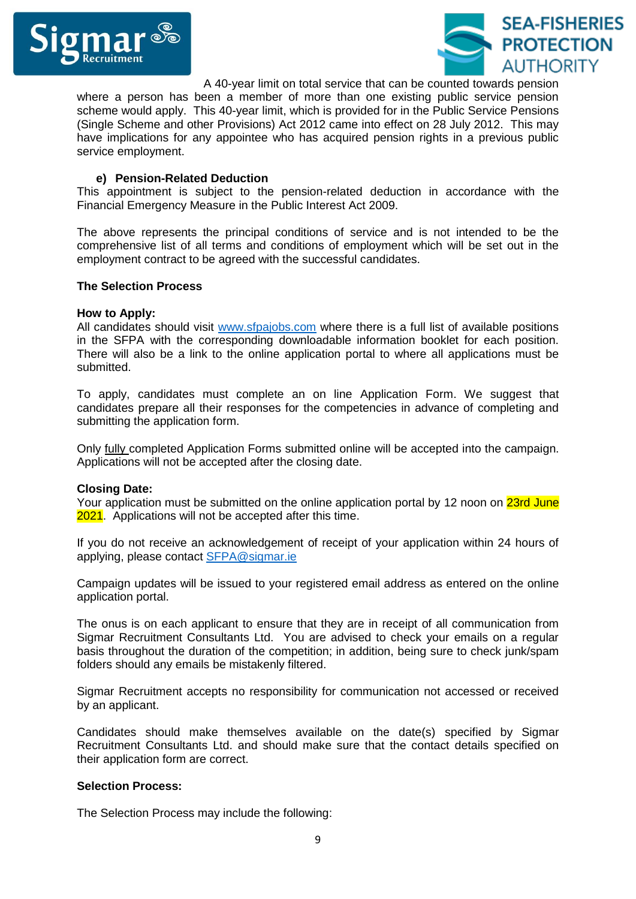A 40-year limit on total service that can be counted towards pension where a person has been a member of more than one existing public service pension scheme would apply. This 40-year limit, which is provided for in the Public Service Pensions (Single Scheme and other Provisions) Act 2012 came into effect on 28 July 2012. This may have implications for any appointee who has acquired pension rights in a previous public service employment.

**e) Pension-Related Deduction**

This appointment is subject to the pension-related deduction in accordance with the Financial Emergency Measure in the Public Interest Act 2009.

The above represents the principal conditions of service and is not intended to be the comprehensive list of all terms and conditions of employment which will be set out in the employment contract to be agreed with the successful candidates.

**The Selection Process**

**How to Apply:**

All candidates should visit www.sfpajobs.com where there is a full list of available positions in the SFPA with the corresponding downloadable information booklet for each position. There will also be a link to the online application portal to where all applications must be submitted.

To apply, candidates must complete an on line Application Form. We suggest that candidates prepare all their responses for the competencies in advance of completing and submitting the application form.

Only fully completed Application Forms submitted online will be accepted into the campaign. Applications will not be accepted after the closing date.

**Closing Date:**

Your application must be submitted on the online application portal by 12 noon on 23rd June 2021. Applications will not be accepted after this time.

If you do not receive an acknowledgement of receipt of your application within 24 hours of applying, please contact SFPA@sigmar.ie

Campaign updates will be issued to your registered email address as entered on the online application portal.

The onus is on each applicant to ensure that they are in receipt of all communication from Sigmar Recruitment Consultants Ltd. You are advised to check your emails on a regular basis throughout the duration of the competition; in addition, being sure to check junk/spam folders should any emails be mistakenly filtered.

Sigmar Recruitment accepts no responsibility for communication not accessed or received by an applicant.

Candidates should make themselves available on the date(s) specified by Sigmar Recruitment Consultants Ltd. and should make sure that the contact details specified on their application form are correct.

**Selection Process:**

The Selection Process may include the following: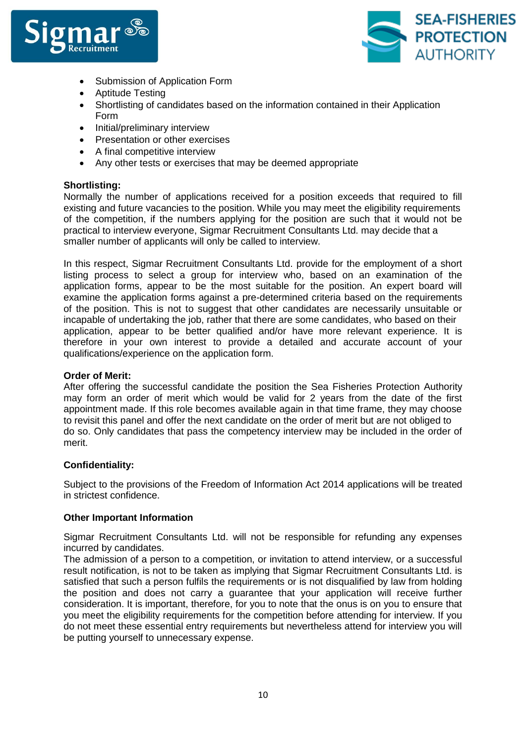- Submission of Application Form
- Aptitude Testing
- Shortlisting of candidates based on the information contained in their Application Form
- Initial/preliminary interview
- Presentation or other exercises
- A final competitive interview
- Any other tests or exercises that may be deemed appropriate

**Shortlisting:**

Normally the number of applications received for a position exceeds that required to fill existing and future vacancies to the position. While you may meet the eligibility requirements of the competition, if the numbers applying for the position are such that it would not be practical to interview everyone, Sigmar Recruitment Consultants Ltd. may decide that a smaller number of applicants will only be called to interview.

In this respect, Sigmar Recruitment Consultants Ltd. provide for the employment of a short listing process to select a group for interview who, based on an examination of the application forms, appear to be the most suitable for the position. An expert board will examine the application forms against a pre-determined criteria based on the requirements of the position. This is not to suggest that other candidates are necessarily unsuitable or incapable of undertaking the job, rather that there are some candidates, who based on their application, appear to be better qualified and/or have more relevant experience. It is therefore in your own interest to provide a detailed and accurate account of your qualifications/experience on the application form.

**Order of Merit:**

After offering the successful candidate the position the Sea Fisheries Protection Authority may form an order of merit which would be valid for 2 years from the date of the first appointment made. If this role becomes available again in that time frame, they may choose to revisit this panel and offer the next candidate on the order of merit but are not obliged to do so. Only candidates that pass the competency interview may be included in the order of merit.

**Confidentiality:**

Subject to the provisions of the Freedom of Information Act 2014 applications will be treated in strictest confidence.

**Other Important Information**

Sigmar Recruitment Consultants Ltd. will not be responsible for refunding any expenses incurred by candidates.

The admission of a person to a competition, or invitation to attend interview, or a successful result notification, is not to be taken as implying that Sigmar Recruitment Consultants Ltd. is satisfied that such a person fulfils the requirements or is not disqualified by law from holding the position and does not carry a guarantee that your application will receive further consideration. It is important, therefore, for you to note that the onus is on you to ensure that you meet the eligibility requirements for the competition before attending for interview. If you do not meet these essential entry requirements but nevertheless attend for interview you will be putting yourself to unnecessary expense.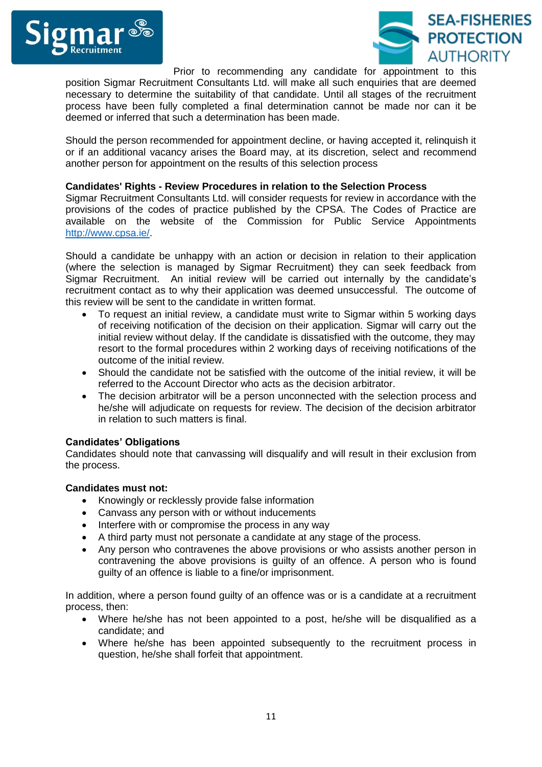Prior to recommending any candidate for appointment to this position Sigmar Recruitment Consultants Ltd. will make all such enquiries that are deemed necessary to determine the suitability of that candidate. Until all stages of the recruitment process have been fully completed a final determination cannot be made nor can it be deemed or inferred that such a determination has been made.

Should the person recommended for appointment decline, or having accepted it, relinquish it or if an additional vacancy arises the Board may, at its discretion, select and recommend another person for appointment on the results of this selection process

**Candidates' Rights - Review Procedures in relation to the Selection Process**

Sigmar Recruitment Consultants Ltd. will consider requests for review in accordance with the provisions of the codes of practice published by the CPSA. The Codes of Practice are available on the website of the Commission for Public Service Appointments http://www.cpsa.ie/.

Should a candidate be unhappy with an action or decision in relation to their application (where the selection is managed by Sigmar Recruitment) they can seek feedback from Sigmar Recruitment. An initial review will be carried out internally by the candidate's recruitment contact as to why their application was deemed unsuccessful. The outcome of this review will be sent to the candidate in written format.

- To request an initial review, a candidate must write to Sigmar within 5 working days of receiving notification of the decision on their application. Sigmar will carry out the initial review without delay. If the candidate is dissatisfied with the outcome, they may resort to the formal procedures within 2 working days of receiving notifications of the outcome of the initial review.
- Should the candidate not be satisfied with the outcome of the initial review, it will be referred to the Account Director who acts as the decision arbitrator.
- The decision arbitrator will be a person unconnected with the selection process and he/she will adjudicate on requests for review. The decision of the decision arbitrator in relation to such matters is final.

**Candidates' Obligations**

Candidates should note that canvassing will disqualify and will result in their exclusion from the process.

**Candidates must not:**

- Knowingly or recklessly provide false information
- Canvass any person with or without inducements
- Interfere with or compromise the process in any way
- A third party must not personate a candidate at any stage of the process.
- Any person who contravenes the above provisions or who assists another person in contravening the above provisions is guilty of an offence. A person who is found guilty of an offence is liable to a fine/or imprisonment.

In addition, where a person found guilty of an offence was or is a candidate at a recruitment process, then:

- Where he/she has not been appointed to a post, he/she will be disqualified as a candidate; and
- Where he/she has been appointed subsequently to the recruitment process in question, he/she shall forfeit that appointment.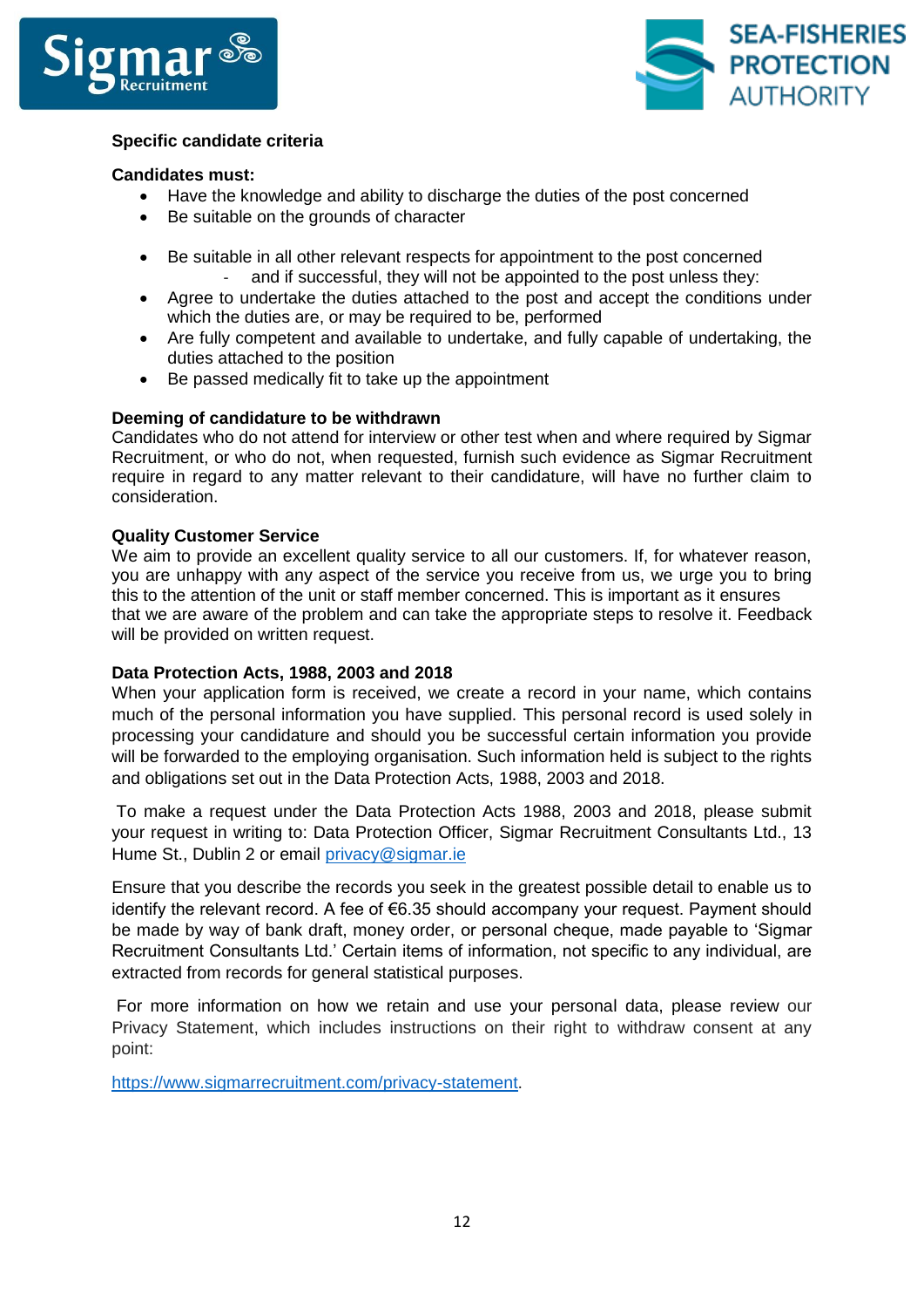**Specific candidate criteria**

**Candidates must:**

- Have the knowledge and ability to discharge the duties of the post concerned
- Be suitable on the grounds of character

- Be suitable in all other relevant respects for appointment to the post concerned
  - and if successful, they will not be appointed to the post unless they:
- Agree to undertake the duties attached to the post and accept the conditions under which the duties are, or may be required to be, performed
- Are fully competent and available to undertake, and fully capable of undertaking, the duties attached to the position
- Be passed medically fit to take up the appointment

**Deeming of candidature to be withdrawn**
Candidates who do not attend for interview or other test when and where required by Sigmar Recruitment, or who do not, when requested, furnish such evidence as Sigmar Recruitment require in regard to any matter relevant to their candidature, will have no further claim to consideration.

**Quality Customer Service**
We aim to provide an excellent quality service to all our customers. If, for whatever reason, you are unhappy with any aspect of the service you receive from us, we urge you to bring this to the attention of the unit or staff member concerned. This is important as it ensures that we are aware of the problem and can take the appropriate steps to resolve it. Feedback will be provided on written request.

**Data Protection Acts, 1988, 2003 and 2018**
When your application form is received, we create a record in your name, which contains much of the personal information you have supplied. This personal record is used solely in processing your candidature and should you be successful certain information you provide will be forwarded to the employing organisation. Such information held is subject to the rights and obligations set out in the Data Protection Acts, 1988, 2003 and 2018.

To make a request under the Data Protection Acts 1988, 2003 and 2018, please submit your request in writing to: Data Protection Officer, Sigmar Recruitment Consultants Ltd., 13 Hume St., Dublin 2 or email privacy@sigmar.ie

Ensure that you describe the records you seek in the greatest possible detail to enable us to identify the relevant record. A fee of €6.35 should accompany your request. Payment should be made by way of bank draft, money order, or personal cheque, made payable to 'Sigmar Recruitment Consultants Ltd.' Certain items of information, not specific to any individual, are extracted from records for general statistical purposes.

For more information on how we retain and use your personal data, please review our Privacy Statement, which includes instructions on their right to withdraw consent at any point:

https://www.sigmarrecruitment.com/privacy-statement.